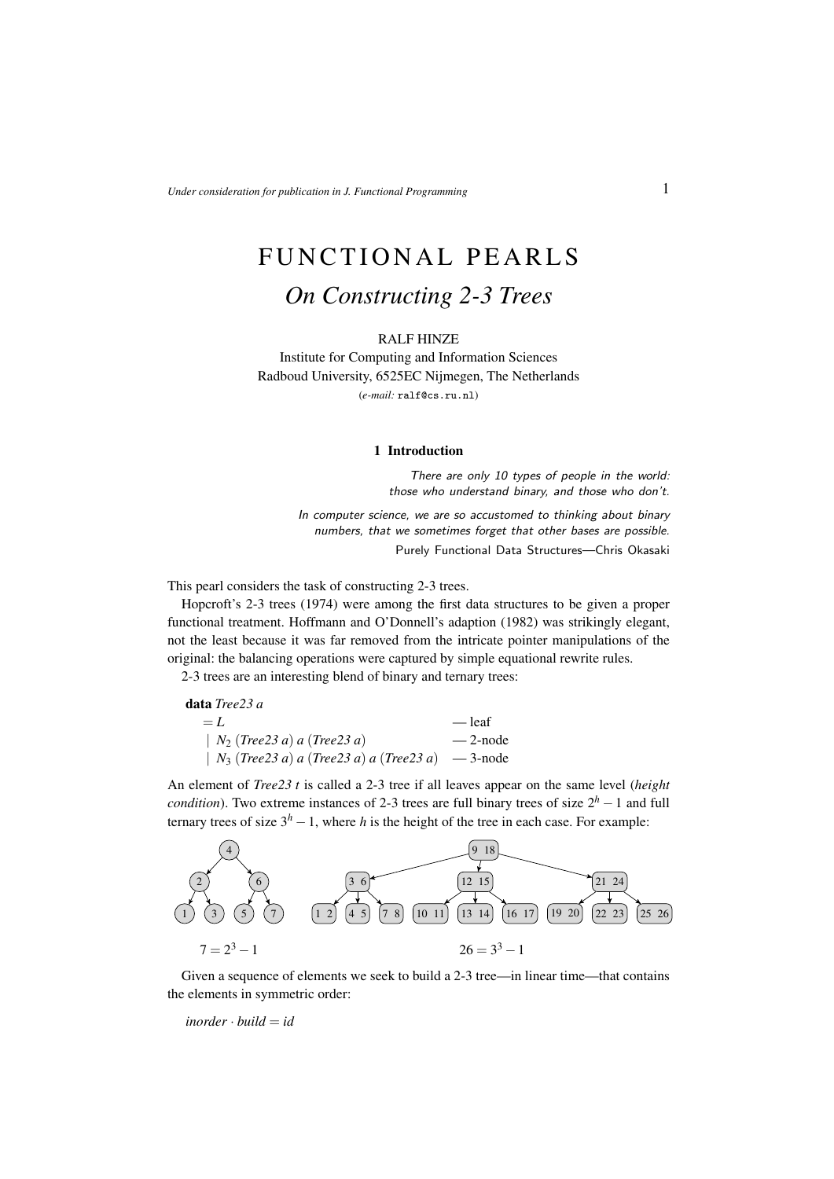# FUNCTIONAL PEARLS

## *On Constructing 2-3 Trees*

RALF HINZE

Institute for Computing and Information Sciences
Radboud University, 6525EC Nijmegen, The Netherlands
(*e-mail:* ralf@cs.ru.nl)

### 1 Introduction

*There are only 10 types of people in the world: those who understand binary, and those who don't.*

*In computer science, we are so accustomed to thinking about binary numbers, that we sometimes forget that other bases are possible.*
Purely Functional Data Structures—Chris Okasaki

This pearl considers the task of constructing 2-3 trees.

Hopcroft's 2-3 trees (1974) were among the first data structures to be given a proper functional treatment. Hoffmann and O'Donnell's adaption (1982) was strikingly elegant, not the least because it was far removed from the intricate pointer manipulations of the original: the balancing operations were captured by simple equational rewrite rules.

2-3 trees are an interesting blend of binary and ternary trees:

```
data Tree23 a
  = L                                          — leaf
  | N2 (Tree23 a) a (Tree23 a)                 — 2-node
  | N3 (Tree23 a) a (Tree23 a) a (Tree23 a)    — 3-node
```

An element of *Tree23 t* is called a 2-3 tree if all leaves appear on the same level (*height condition*). Two extreme instances of 2-3 trees are full binary trees of size $2^h - 1$ and full ternary trees of size $3^h - 1$, where $h$ is the height of the tree in each case. For example:

$7 = 2^3 - 1$

$26 = 3^3 - 1$

Given a sequence of elements we seek to build a 2-3 tree—in linear time—that contains the elements in symmetric order:

$inorder \cdot build = id$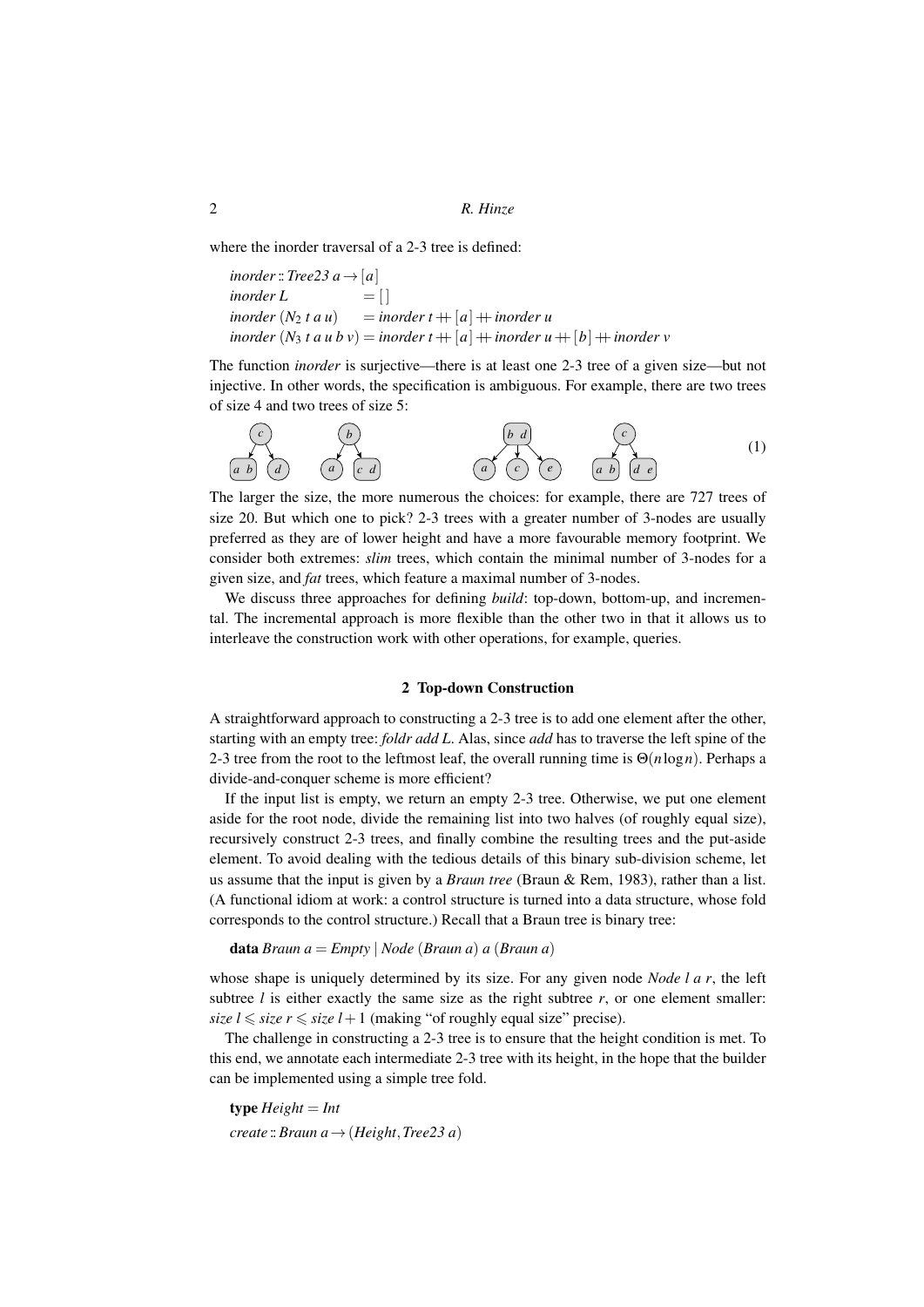where the inorder traversal of a 2-3 tree is defined:

$$
\begin{aligned}
&\mathit{inorder} :: \mathit{Tree23}\ a \to [a] \\
&\mathit{inorder}\ L = [\,] \\
&\mathit{inorder}\ (N_2\ t\ a\ u) = \mathit{inorder}\ t \mathbin{+\!\!+} [a] \mathbin{+\!\!+} \mathit{inorder}\ u \\
&\mathit{inorder}\ (N_3\ t\ a\ u\ b\ v) = \mathit{inorder}\ t \mathbin{+\!\!+} [a] \mathbin{+\!\!+} \mathit{inorder}\ u \mathbin{+\!\!+} [b] \mathbin{+\!\!+} \mathit{inorder}\ v
\end{aligned}
$$

The function *inorder* is surjective—there is at least one 2-3 tree of a given size—but not injective. In other words, the specification is ambiguous. For example, there are two trees of size 4 and two trees of size 5:

(1)

The larger the size, the more numerous the choices: for example, there are 727 trees of size 20. But which one to pick? 2-3 trees with a greater number of 3-nodes are usually preferred as they are of lower height and have a more favourable memory footprint. We consider both extremes: *slim* trees, which contain the minimal number of 3-nodes for a given size, and *fat* trees, which feature a maximal number of 3-nodes.

We discuss three approaches for defining *build*: top-down, bottom-up, and incremental. The incremental approach is more flexible than the other two in that it allows us to interleave the construction work with other operations, for example, queries.

## 2 Top-down Construction

A straightforward approach to constructing a 2-3 tree is to add one element after the other, starting with an empty tree: *foldr add L*. Alas, since *add* has to traverse the left spine of the 2-3 tree from the root to the leftmost leaf, the overall running time is $\Theta(n \log n)$. Perhaps a divide-and-conquer scheme is more efficient?

If the input list is empty, we return an empty 2-3 tree. Otherwise, we put one element aside for the root node, divide the remaining list into two halves (of roughly equal size), recursively construct 2-3 trees, and finally combine the resulting trees and the put-aside element. To avoid dealing with the tedious details of this binary sub-division scheme, let us assume that the input is given by a *Braun tree* (Braun & Rem, 1983), rather than a list. (A functional idiom at work: a control structure is turned into a data structure, whose fold corresponds to the control structure.) Recall that a Braun tree is binary tree:

$$\mathbf{data}\ \mathit{Braun}\ a = \mathit{Empty} \mid \mathit{Node}\ (\mathit{Braun}\ a)\ a\ (\mathit{Braun}\ a)$$

whose shape is uniquely determined by its size. For any given node *Node l a r*, the left subtree $l$ is either exactly the same size as the right subtree $r$, or one element smaller: $\mathit{size}\ l \leqslant \mathit{size}\ r \leqslant \mathit{size}\ l + 1$ (making "of roughly equal size" precise).

The challenge in constructing a 2-3 tree is to ensure that the height condition is met. To this end, we annotate each intermediate 2-3 tree with its height, in the hope that the builder can be implemented using a simple tree fold.

$$
\begin{aligned}
&\mathbf{type}\ \mathit{Height} = \mathit{Int} \\
&\mathit{create} :: \mathit{Braun}\ a \to (\mathit{Height}, \mathit{Tree23}\ a)
\end{aligned}
$$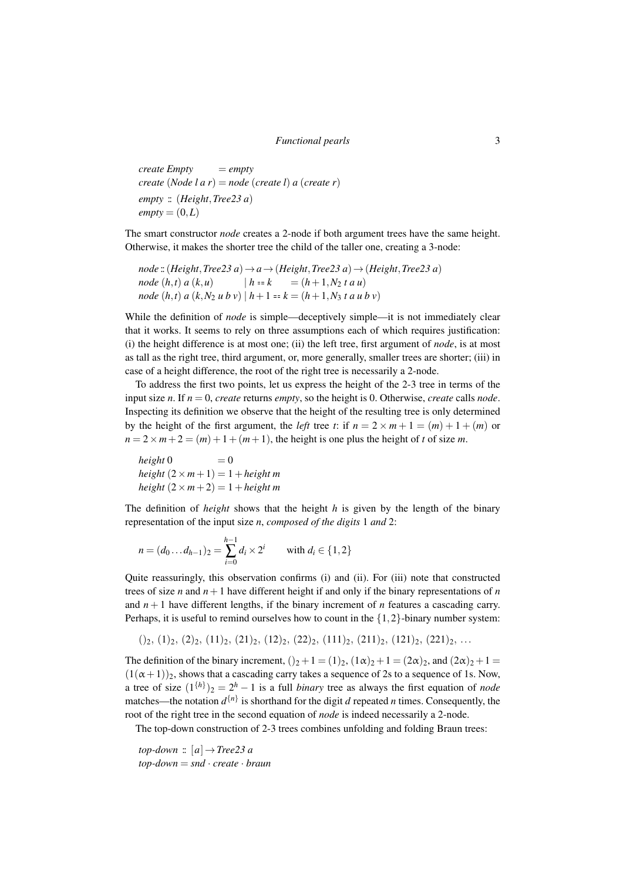```
create Empty        = empty
create (Node l a r) = node (create l) a (create r)
empty :: (Height, Tree23 a)
empty = (0, L)
```

The smart constructor *node* creates a 2-node if both argument trees have the same height. Otherwise, it makes the shorter tree the child of the taller one, creating a 3-node:

```
node :: (Height, Tree23 a) → a → (Height, Tree23 a) → (Height, Tree23 a)
node (h,t) a (k,u)          | h == k     = (h + 1, N2 t a u)
node (h,t) a (k, N2 u b v)  | h + 1 == k = (h + 1, N3 t a u b v)
```

While the definition of *node* is simple—deceptively simple—it is not immediately clear that it works. It seems to rely on three assumptions each of which requires justification: (i) the height difference is at most one; (ii) the left tree, first argument of *node*, is at most as tall as the right tree, third argument, or, more generally, smaller trees are shorter; (iii) in case of a height difference, the root of the right tree is necessarily a 2-node.

To address the first two points, let us express the height of the 2-3 tree in terms of the input size $n$. If $n = 0$, *create* returns *empty*, so the height is 0. Otherwise, *create* calls *node*. Inspecting its definition we observe that the height of the resulting tree is only determined by the height of the first argument, the *left* tree $t$: if $n = 2 \times m + 1 = (m) + 1 + (m)$ or $n = 2 \times m + 2 = (m) + 1 + (m + 1)$, the height is one plus the height of $t$ of size $m$.

```
height 0           = 0
height (2 × m + 1) = 1 + height m
height (2 × m + 2) = 1 + height m
```

The definition of *height* shows that the height $h$ is given by the length of the binary representation of the input size $n$, *composed of the digits* 1 *and* 2:

$$n = (d_0 \dots d_{h-1})_2 = \sum_{i=0}^{h-1} d_i \times 2^i \qquad \text{with } d_i \in \{1, 2\}$$

Quite reassuringly, this observation confirms (i) and (ii). For (iii) note that constructed trees of size $n$ and $n+1$ have different height if and only if the binary representations of $n$ and $n+1$ have different lengths, if the binary increment of $n$ features a cascading carry. Perhaps, it is useful to remind ourselves how to count in the $\{1,2\}$-binary number system:

$$()_2,\ (1)_2,\ (2)_2,\ (11)_2,\ (21)_2,\ (12)_2,\ (22)_2,\ (111)_2,\ (211)_2,\ (121)_2,\ (221)_2,\ \dots$$

The definition of the binary increment, $()_2 + 1 = (1)_2$, $(1\alpha)_2 + 1 = (2\alpha)_2$, and $(2\alpha)_2 + 1 = (1(\alpha + 1))_2$, shows that a cascading carry takes a sequence of 2s to a sequence of 1s. Now, a tree of size $(1^{\{h\}})_2 = 2^h - 1$ is a full *binary* tree as always the first equation of *node* matches—the notation $d^{\{n\}}$ is shorthand for the digit $d$ repeated $n$ times. Consequently, the root of the right tree in the second equation of *node* is indeed necessarily a 2-node.

The top-down construction of 2-3 trees combines unfolding and folding Braun trees:

```
top-down :: [a] → Tree23 a
top-down = snd · create · braun
```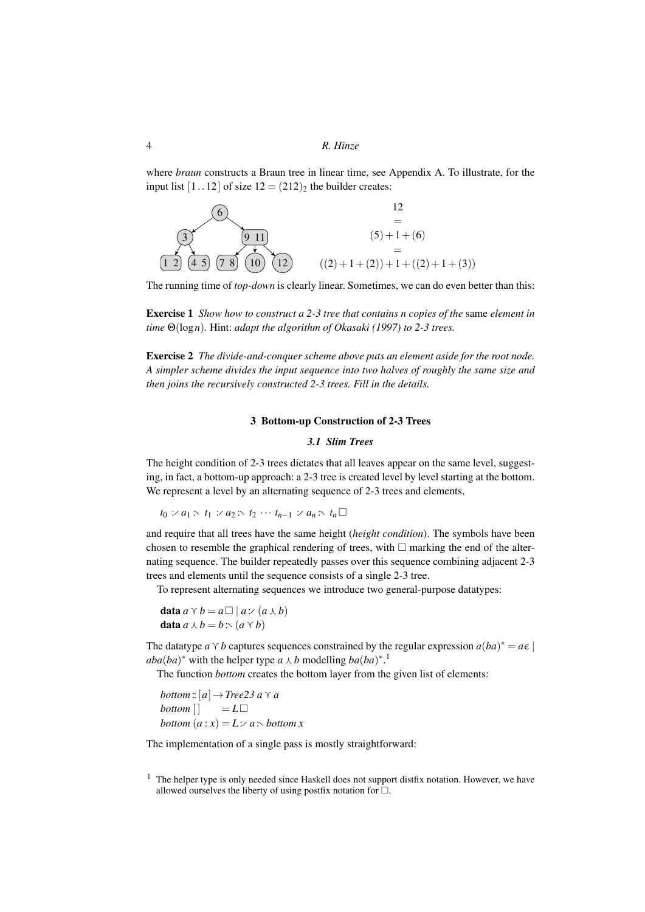where *braun* constructs a Braun tree in linear time, see Appendix A. To illustrate, for the input list $[1\,..\,12]$ of size $12 = (212)_2$ the builder creates:

$$12 = (5) + 1 + (6) = ((2) + 1 + (2)) + 1 + ((2) + 1 + (3))$$

The running time of *top-down* is clearly linear. Sometimes, we can do even better than this:

**Exercise 1** *Show how to construct a 2-3 tree that contains n copies of the* same *element in time* $\Theta(\log n)$. Hint: *adapt the algorithm of Okasaki (1997) to 2-3 trees.*

**Exercise 2** *The divide-and-conquer scheme above puts an element aside for the root node. A simpler scheme divides the input sequence into two halves of roughly the same size and then joins the recursively constructed 2-3 trees. Fill in the details.*

## 3 Bottom-up Construction of 2-3 Trees

### 3.1 Slim Trees

The height condition of 2-3 trees dictates that all leaves appear on the same level, suggesting, in fact, a bottom-up approach: a 2-3 tree is created level by level starting at the bottom. We represent a level by an alternating sequence of 2-3 trees and elements,

$$t_0 \mathbin{:\!\!\swarrow} a_1 \mathbin{:\!\!\searrow} t_1 \mathbin{:\!\!\swarrow} a_2 \mathbin{:\!\!\searrow} t_2 \cdots t_{n-1} \mathbin{:\!\!\swarrow} a_n \mathbin{:\!\!\searrow} t_n \square$$

and require that all trees have the same height (*height condition*). The symbols have been chosen to resemble the graphical rendering of trees, with $\square$ marking the end of the alternating sequence. The builder repeatedly passes over this sequence combining adjacent 2-3 trees and elements until the sequence consists of a single 2-3 tree.

To represent alternating sequences we introduce two general-purpose datatypes:

$$\textbf{data}\ a \curlyvee b = a\square \mid a \mathbin{:\!\!\swarrow} (a \curlywedge b)$$
$$\textbf{data}\ a \curlywedge b = b \mathbin{:\!\!\searrow} (a \curlyvee b)$$

The datatype $a \curlyvee b$ captures sequences constrained by the regular expression $a(ba)^* = a\epsilon \mid aba(ba)^*$ with the helper type $a \curlywedge b$ modelling $ba(ba)^*$.[1]

The function *bottom* creates the bottom layer from the given list of elements:

$$\begin{aligned}
&bottom :: [a] \to Tree23\ a \curlyvee a\\
&bottom\ [\,] \quad\ \ = L\square\\
&bottom\ (a : x) = L \mathbin{:\!\!\swarrow} a \mathbin{:\!\!\searrow} bottom\ x
\end{aligned}$$

The implementation of a single pass is mostly straightforward:

[1] The helper type is only needed since Haskell does not support distfix notation. However, we have allowed ourselves the liberty of using postfix notation for $\square$.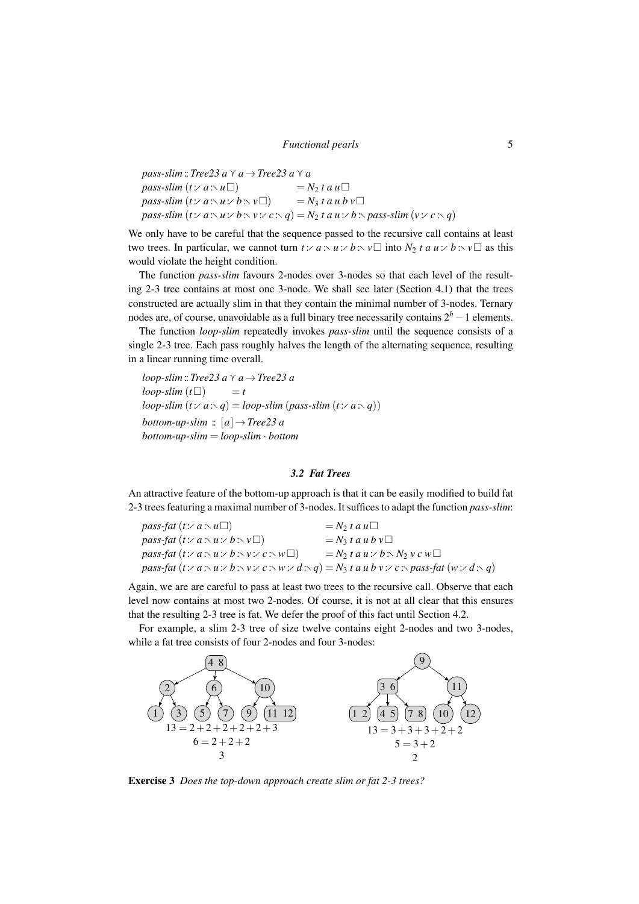*pass-slim* :: *Tree23 a* $\curlyvee$ *a* $\rightarrow$ *Tree23 a* $\curlyvee$ *a*
*pass-slim* ($t \diagup a \diagdown u\Box$) $= N_2\ t\ a\ u\Box$
*pass-slim* ($t \diagup a \diagdown u \diagup b \diagdown v\Box$) $= N_3\ t\ a\ u\ b\ v\Box$
*pass-slim* ($t \diagup a \diagdown u \diagup b \diagdown v \diagup c \diagdown q$) $= N_2\ t\ a\ u \diagup b \diagdown$ *pass-slim* ($v \diagup c \diagdown q$)

We only have to be careful that the sequence passed to the recursive call contains at least two trees. In particular, we cannot turn $t \diagup a \diagdown u \diagup b \diagdown v\Box$ into $N_2\ t\ a\ u \diagup b \diagdown v\Box$ as this would violate the height condition.

The function *pass-slim* favours 2-nodes over 3-nodes so that each level of the resulting 2-3 tree contains at most one 3-node. We shall see later (Section 4.1) that the trees constructed are actually slim in that they contain the minimal number of 3-nodes. Ternary nodes are, of course, unavoidable as a full binary tree necessarily contains $2^h - 1$ elements.

The function *loop-slim* repeatedly invokes *pass-slim* until the sequence consists of a single 2-3 tree. Each pass roughly halves the length of the alternating sequence, resulting in a linear running time overall.

*loop-slim* :: *Tree23 a* $\curlyvee$ *a* $\rightarrow$ *Tree23 a*
*loop-slim* ($t\Box$) $= t$
*loop-slim* ($t \diagup a \diagdown q$) $=$ *loop-slim* (*pass-slim* ($t \diagup a \diagdown q$))
*bottom-up-slim* :: $[a] \rightarrow$ *Tree23 a*
*bottom-up-slim* $=$ *loop-slim* $\cdot$ *bottom*

### 3.2 Fat Trees

An attractive feature of the bottom-up approach is that it can be easily modified to build fat 2-3 trees featuring a maximal number of 3-nodes. It suffices to adapt the function *pass-slim*:

*pass-fat* ($t \diagup a \diagdown u\Box$) $= N_2\ t\ a\ u\Box$
*pass-fat* ($t \diagup a \diagdown u \diagup b \diagdown v\Box$) $= N_3\ t\ a\ u\ b\ v\Box$
*pass-fat* ($t \diagup a \diagdown u \diagup b \diagdown v \diagup c \diagdown w\Box$) $= N_2\ t\ a\ u \diagup b \diagdown N_2\ v\ c\ w\Box$
*pass-fat* ($t \diagup a \diagdown u \diagup b \diagdown v \diagup c \diagdown w \diagup d \diagdown q$) $= N_3\ t\ a\ u\ b\ v \diagup c \diagdown$ *pass-fat* ($w \diagup d \diagdown q$)

Again, we are are careful to pass at least two trees to the recursive call. Observe that each level now contains at most two 2-nodes. Of course, it is not at all clear that this ensures that the resulting 2-3 tree is fat. We defer the proof of this fact until Section 4.2.

For example, a slim 2-3 tree of size twelve contains eight 2-nodes and two 3-nodes, while a fat tree consists of four 2-nodes and four 3-nodes:

$13 = 2+2+2+2+2+3$
$6 = 2+2+2$
$3$

$13 = 3+3+3+2+2$
$5 = 3+2$
$2$

**Exercise 3** *Does the top-down approach create slim or fat 2-3 trees?*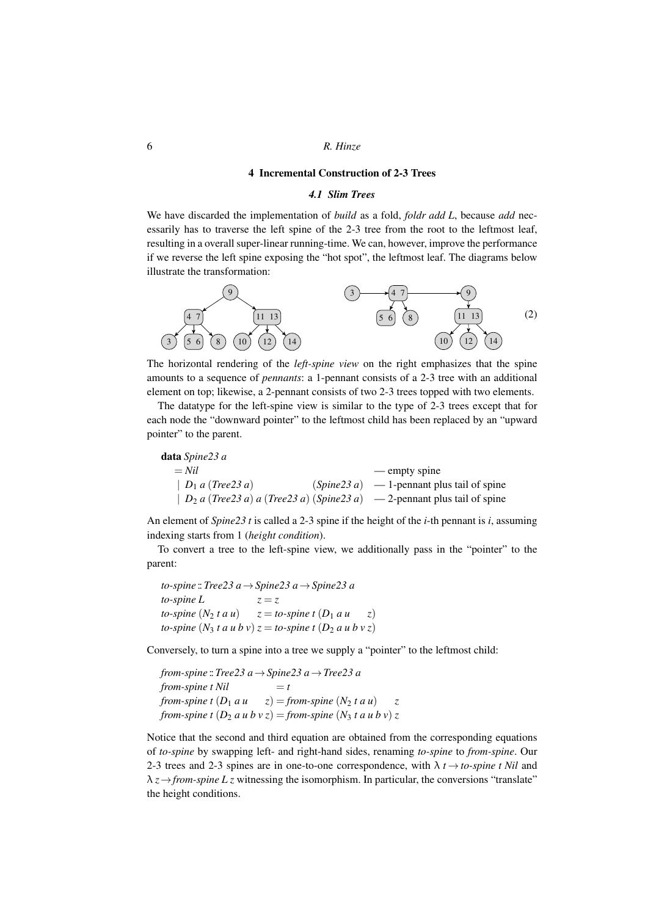## 4 Incremental Construction of 2-3 Trees

### 4.1 Slim Trees

We have discarded the implementation of *build* as a fold, *foldr add L*, because *add* necessarily has to traverse the left spine of the 2-3 tree from the root to the leftmost leaf, resulting in a overall super-linear running-time. We can, however, improve the performance if we reverse the left spine exposing the "hot spot", the leftmost leaf. The diagrams below illustrate the transformation:

(2)

The horizontal rendering of the *left-spine view* on the right emphasizes that the spine amounts to a sequence of *pennants*: a 1-pennant consists of a 2-3 tree with an additional element on top; likewise, a 2-pennant consists of two 2-3 trees topped with two elements.

The datatype for the left-spine view is similar to the type of 2-3 trees except that for each node the "downward pointer" to the leftmost child has been replaced by an "upward pointer" to the parent.

```
data Spine23 a
  = Nil                                        — empty spine
  | D1 a (Tree23 a)            (Spine23 a)     — 1-pennant plus tail of spine
  | D2 a (Tree23 a) a (Tree23 a) (Spine23 a)   — 2-pennant plus tail of spine
```

An element of *Spine23 t* is called a 2-3 spine if the height of the *i*-th pennant is *i*, assuming indexing starts from 1 (*height condition*).

To convert a tree to the left-spine view, we additionally pass in the "pointer" to the parent:

```
to-spine :: Tree23 a → Spine23 a → Spine23 a
to-spine L             z = z
to-spine (N2 t a u)     z = to-spine t (D1 a u      z)
to-spine (N3 t a u b v) z = to-spine t (D2 a u b v z)
```

Conversely, to turn a spine into a tree we supply a "pointer" to the leftmost child:

```
from-spine :: Tree23 a → Spine23 a → Tree23 a
from-spine t Nil              = t
from-spine t (D1 a u      z) = from-spine (N2 t a u)     z
from-spine t (D2 a u b v z) = from-spine (N3 t a u b v) z
```

Notice that the second and third equation are obtained from the corresponding equations of *to-spine* by swapping left- and right-hand sides, renaming *to-spine* to *from-spine*. Our 2-3 trees and 2-3 spines are in one-to-one correspondence, with $\lambda\, t \to$ *to-spine t Nil* and $\lambda\, z \to$ *from-spine L z* witnessing the isomorphism. In particular, the conversions "translate" the height conditions.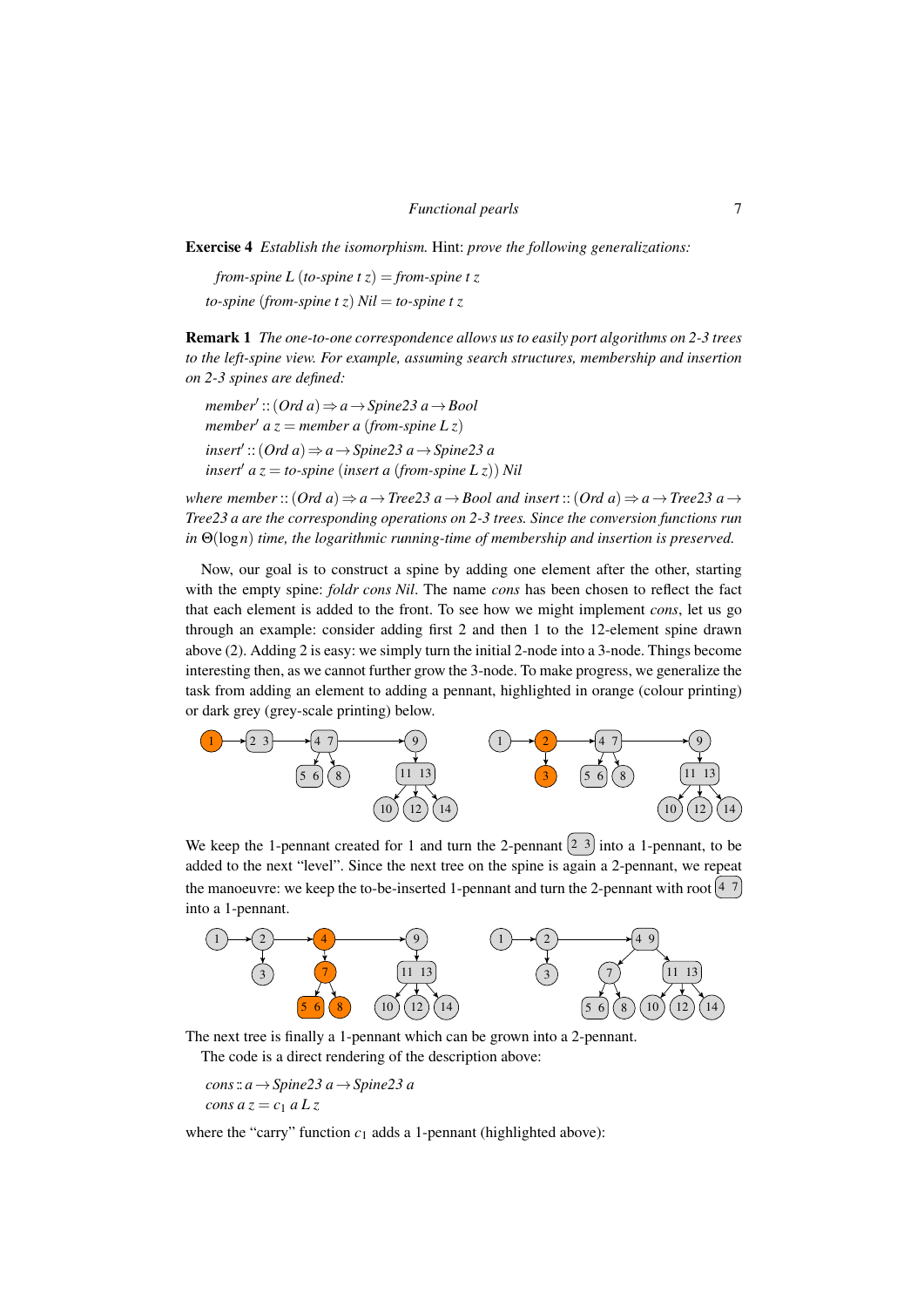**Exercise 4** *Establish the isomorphism.* Hint: *prove the following generalizations:*

$$\textit{from-spine}\ L\ (\textit{to-spine}\ t\ z) = \textit{from-spine}\ t\ z$$
$$\textit{to-spine}\ (\textit{from-spine}\ t\ z)\ \textit{Nil} = \textit{to-spine}\ t\ z$$

**Remark 1** *The one-to-one correspondence allows us to easily port algorithms on 2-3 trees to the left-spine view. For example, assuming search structures, membership and insertion on 2-3 spines are defined:*

```
member' :: (Ord a) => a -> Spine23 a -> Bool
member' a z = member a (from-spine L z)
insert' :: (Ord a) => a -> Spine23 a -> Spine23 a
insert' a z = to-spine (insert a (from-spine L z)) Nil
```

*where member* :: (*Ord a*) ⇒ *a* → *Tree23 a* → *Bool and insert* :: (*Ord a*) ⇒ *a* → *Tree23 a* → *Tree23 a are the corresponding operations on 2-3 trees. Since the conversion functions run in* $\Theta(\log n)$ *time, the logarithmic running-time of membership and insertion is preserved.*

Now, our goal is to construct a spine by adding one element after the other, starting with the empty spine: *foldr cons Nil*. The name *cons* has been chosen to reflect the fact that each element is added to the front. To see how we might implement *cons*, let us go through an example: consider adding first 2 and then 1 to the 12-element spine drawn above (2). Adding 2 is easy: we simply turn the initial 2-node into a 3-node. Things become interesting then, as we cannot further grow the 3-node. To make progress, we generalize the task from adding an element to adding a pennant, highlighted in orange (colour printing) or dark grey (grey-scale printing) below.

We keep the 1-pennant created for 1 and turn the 2-pennant [2 3] into a 1-pennant, to be added to the next "level". Since the next tree on the spine is again a 2-pennant, we repeat the manoeuvre: we keep the to-be-inserted 1-pennant and turn the 2-pennant with root [4 7] into a 1-pennant.

The next tree is finally a 1-pennant which can be grown into a 2-pennant.

The code is a direct rendering of the description above:

```
cons :: a -> Spine23 a -> Spine23 a
cons a z = c1 a L z
```

where the "carry" function $c_1$ adds a 1-pennant (highlighted above):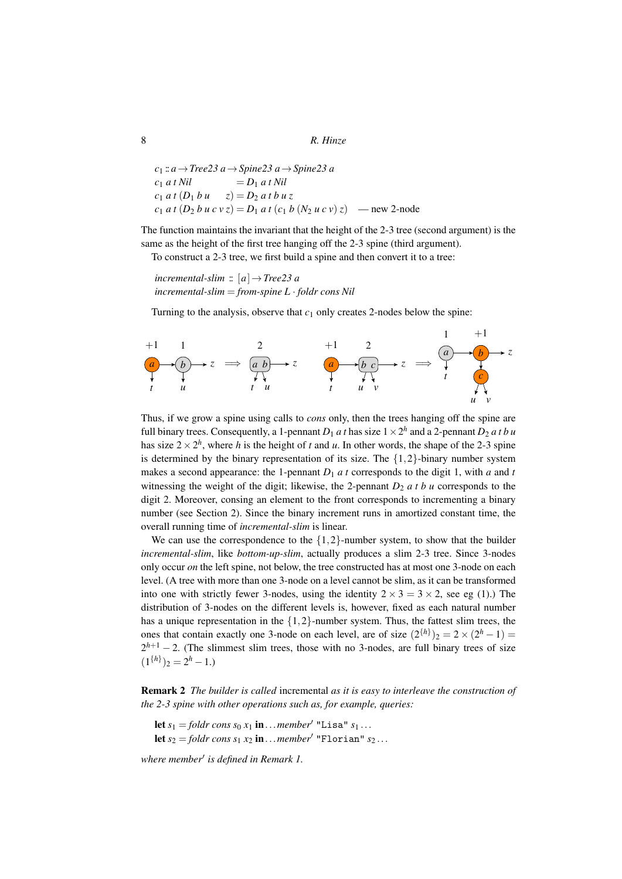$$
\begin{aligned}
&c_1 :: a \to \mathit{Tree23}\ a \to \mathit{Spine23}\ a \to \mathit{Spine23}\ a\\
&c_1\ a\ t\ \mathit{Nil} \qquad\qquad\quad = D_1\ a\ t\ \mathit{Nil}\\
&c_1\ a\ t\ (D_1\ b\ u \qquad z) = D_2\ a\ t\ b\ u\ z\\
&c_1\ a\ t\ (D_2\ b\ u\ c\ v\ z) = D_1\ a\ t\ (c_1\ b\ (N_2\ u\ c\ v)\ z) \quad \text{— new 2-node}
\end{aligned}
$$

The function maintains the invariant that the height of the 2-3 tree (second argument) is the same as the height of the first tree hanging off the 2-3 spine (third argument).

To construct a 2-3 tree, we first build a spine and then convert it to a tree:

$$
\begin{aligned}
&\mathit{incremental\text{-}slim} :: [a] \to \mathit{Tree23}\ a\\
&\mathit{incremental\text{-}slim} = \mathit{from\text{-}spine}\ L \cdot \mathit{foldr}\ \mathit{cons}\ \mathit{Nil}
\end{aligned}
$$

Turning to the analysis, observe that $c_1$ only creates 2-nodes below the spine:

Thus, if we grow a spine using calls to *cons* only, then the trees hanging off the spine are full binary trees. Consequently, a 1-pennant $D_1\ a\ t$ has size $1 \times 2^h$ and a 2-pennant $D_2\ a\ t\ b\ u$ has size $2 \times 2^h$, where $h$ is the height of $t$ and $u$. In other words, the shape of the 2-3 spine is determined by the binary representation of its size. The $\{1,2\}$-binary number system makes a second appearance: the 1-pennant $D_1\ a\ t$ corresponds to the digit 1, with $a$ and $t$ witnessing the weight of the digit; likewise, the 2-pennant $D_2\ a\ t\ b\ u$ corresponds to the digit 2. Moreover, consing an element to the front corresponds to incrementing a binary number (see Section 2). Since the binary increment runs in amortized constant time, the overall running time of *incremental-slim* is linear.

We can use the correspondence to the $\{1,2\}$-number system, to show that the builder *incremental-slim*, like *bottom-up-slim*, actually produces a slim 2-3 tree. Since 3-nodes only occur *on* the left spine, not below, the tree constructed has at most one 3-node on each level. (A tree with more than one 3-node on a level cannot be slim, as it can be transformed into one with strictly fewer 3-nodes, using the identity $2 \times 3 = 3 \times 2$, see eg (1).) The distribution of 3-nodes on the different levels is, however, fixed as each natural number has a unique representation in the $\{1,2\}$-number system. Thus, the fattest slim trees, the ones that contain exactly one 3-node on each level, are of size $(2^{\{h\}})_2 = 2 \times (2^h - 1) = 2^{h+1} - 2$. (The slimmest slim trees, those with no 3-nodes, are full binary trees of size $(1^{\{h\}})_2 = 2^h - 1$.)

**Remark 2** *The builder is called* incremental *as it is easy to interleave the construction of the 2-3 spine with other operations such as, for example, queries:*

$$
\begin{aligned}
&\textbf{let}\ s_1 = \mathit{foldr}\ \mathit{cons}\ s_0\ x_1\ \textbf{in} \ldots \mathit{member}'\ \texttt{"Lisa"}\ s_1 \ldots\\
&\textbf{let}\ s_2 = \mathit{foldr}\ \mathit{cons}\ s_1\ x_2\ \textbf{in} \ldots \mathit{member}'\ \texttt{"Florian"}\ s_2 \ldots
\end{aligned}
$$

*where* $\mathit{member}'$ *is defined in Remark 1.*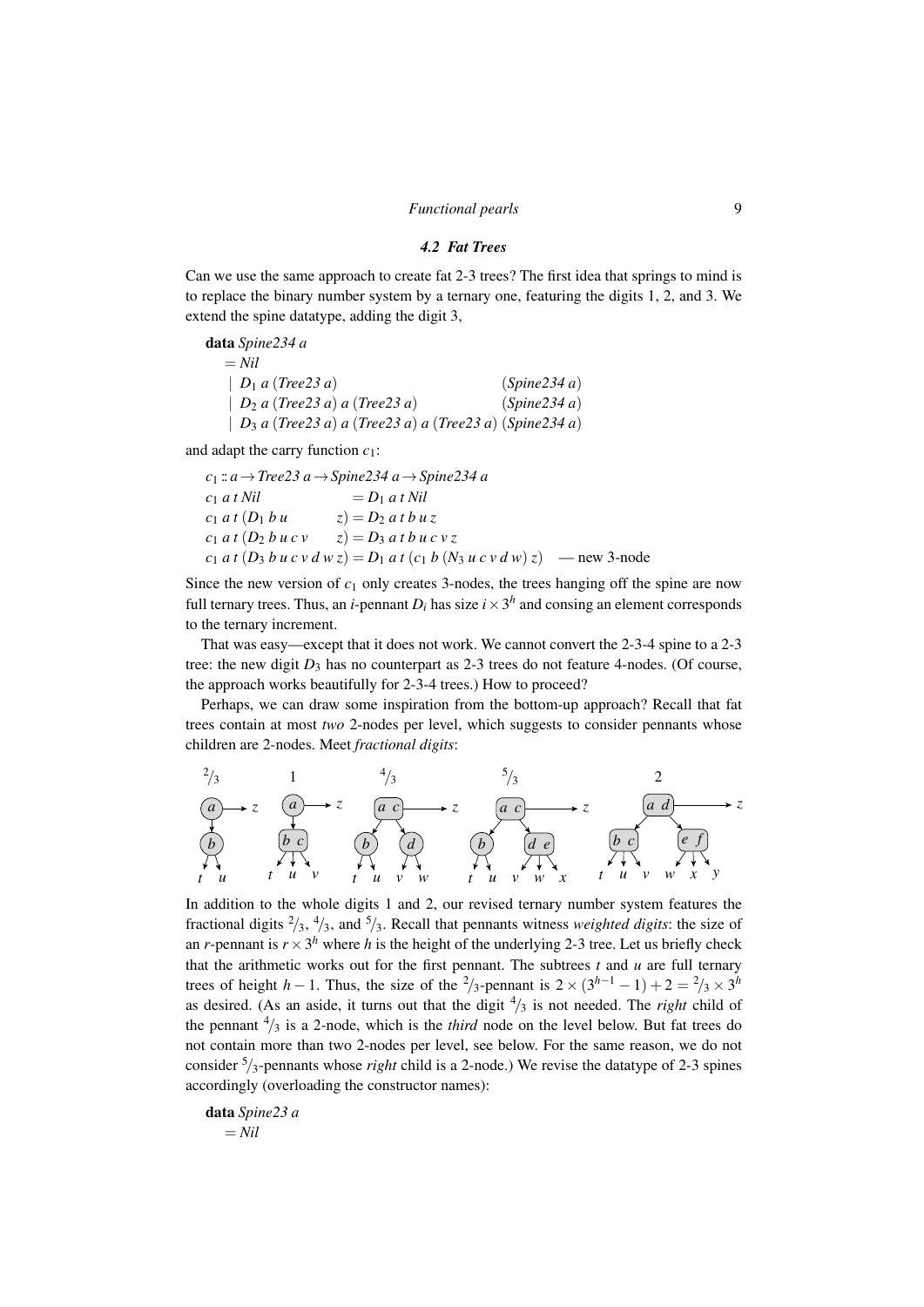### 4.2 Fat Trees

Can we use the same approach to create fat 2-3 trees? The first idea that springs to mind is to replace the binary number system by a ternary one, featuring the digits 1, 2, and 3. We extend the spine datatype, adding the digit 3,

```
data Spine234 a
  = Nil
  | D1 a (Tree23 a)                                 (Spine234 a)
  | D2 a (Tree23 a) a (Tree23 a)                    (Spine234 a)
  | D3 a (Tree23 a) a (Tree23 a) a (Tree23 a) (Spine234 a)
```

and adapt the carry function $c_1$:

```
c1 :: a -> Tree23 a -> Spine234 a -> Spine234 a
c1 a t Nil                   = D1 a t Nil
c1 a t (D1 b u          z)  = D2 a t b u z
c1 a t (D2 b u c v      z)  = D3 a t b u c v z
c1 a t (D3 b u c v d w z)   = D1 a t (c1 b (N3 u c v d w) z)   -- new 3-node
```

Since the new version of $c_1$ only creates 3-nodes, the trees hanging off the spine are now full ternary trees. Thus, an $i$-pennant $D_i$ has size $i \times 3^h$ and consing an element corresponds to the ternary increment.

That was easy—except that it does not work. We cannot convert the 2-3-4 spine to a 2-3 tree: the new digit $D_3$ has no counterpart as 2-3 trees do not feature 4-nodes. (Of course, the approach works beautifully for 2-3-4 trees.) How to proceed?

Perhaps, we can draw some inspiration from the bottom-up approach? Recall that fat trees contain at most *two* 2-nodes per level, which suggests to consider pennants whose children are 2-nodes. Meet *fractional digits*:

In addition to the whole digits 1 and 2, our revised ternary number system features the fractional digits $^2/_3$, $^4/_3$, and $^5/_3$. Recall that pennants witness *weighted digits*: the size of an $r$-pennant is $r \times 3^h$ where $h$ is the height of the underlying 2-3 tree. Let us briefly check that the arithmetic works out for the first pennant. The subtrees $t$ and $u$ are full ternary trees of height $h-1$. Thus, the size of the $^2/_3$-pennant is $2 \times (3^{h-1} - 1) + 2 = {}^2/_3 \times 3^h$ as desired. (As an aside, it turns out that the digit $^4/_3$ is not needed. The *right* child of the pennant $^4/_3$ is a 2-node, which is the *third* node on the level below. But fat trees do not contain more than two 2-nodes per level, see below. For the same reason, we do not consider $^5/_3$-pennants whose *right* child is a 2-node.) We revise the datatype of 2-3 spines accordingly (overloading the constructor names):

```
data Spine23 a
  = Nil
```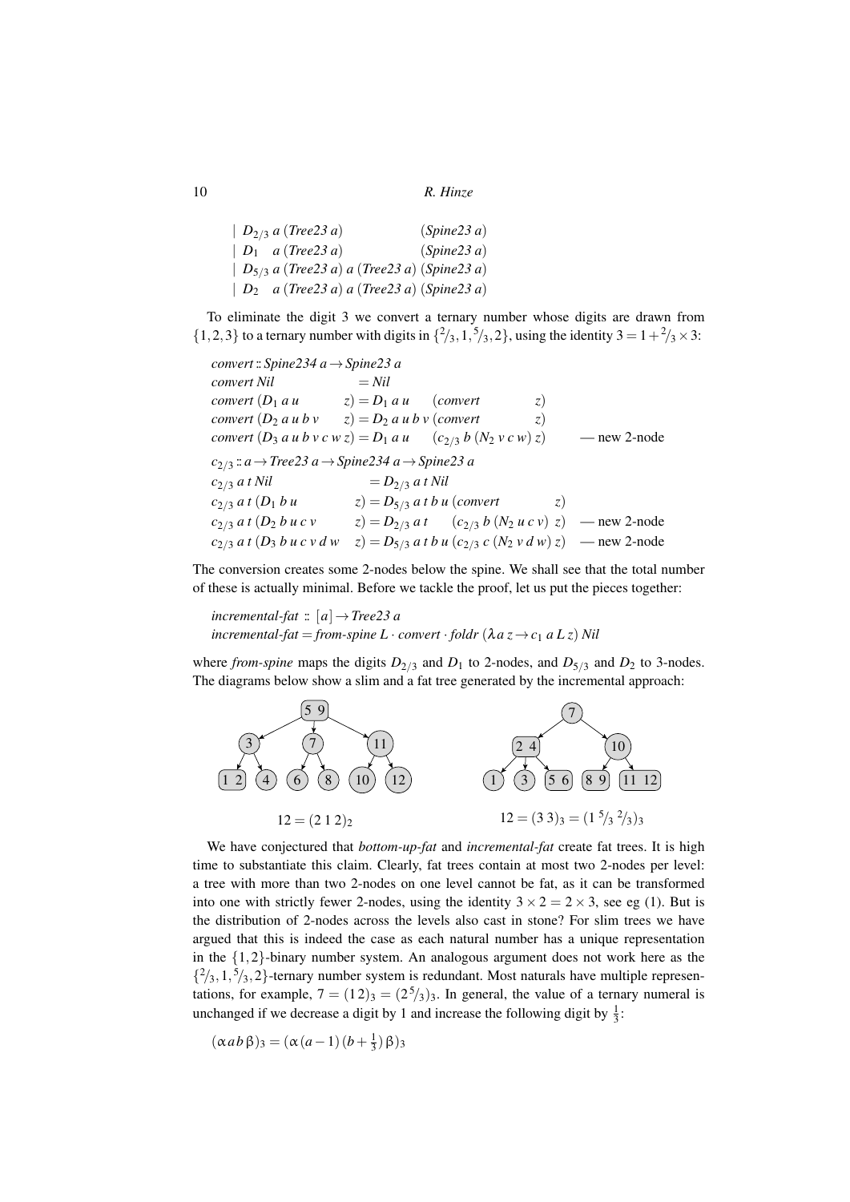```
  | D_{2/3} a (Tree23 a)               (Spine23 a)
  | D_1     a (Tree23 a)               (Spine23 a)
  | D_{5/3} a (Tree23 a) a (Tree23 a) (Spine23 a)
  | D_2     a (Tree23 a) a (Tree23 a) (Spine23 a)
```

To eliminate the digit 3 we convert a ternary number whose digits are drawn from $\{1,2,3\}$ to a ternary number with digits in $\{{}^2\!/_3, 1, {}^5\!/_3, 2\}$, using the identity $3 = 1 + {}^2\!/_3 \times 3$:

```
convert :: Spine234 a → Spine23 a
convert Nil                   = Nil
convert (D_1 a u         z)   = D_1 a u     (convert             z)
convert (D_2 a u b v     z)   = D_2 a u b v (convert             z)
convert (D_3 a u b v c w z)   = D_1 a u     (c_{2/3} b (N_2 v c w) z)        — new 2-node

c_{2/3} :: a → Tree23 a → Spine234 a → Spine23 a
c_{2/3} a t Nil                   = D_{2/3} a t Nil
c_{2/3} a t (D_1 b u         z)   = D_{5/3} a t b u (convert             z)
c_{2/3} a t (D_2 b u c v     z)   = D_{2/3} a t     (c_{2/3} b (N_2 u c v) z)   — new 2-node
c_{2/3} a t (D_3 b u c v d w z)   = D_{5/3} a t b u (c_{2/3} c (N_2 v d w) z)   — new 2-node
```

The conversion creates some 2-nodes below the spine. We shall see that the total number of these is actually minimal. Before we tackle the proof, let us put the pieces together:

```
incremental-fat :: [a] → Tree23 a
incremental-fat = from-spine L · convert · foldr (λa z → c_1 a L z) Nil
```

where *from-spine* maps the digits $D_{2/3}$ and $D_1$ to 2-nodes, and $D_{5/3}$ and $D_2$ to 3-nodes. The diagrams below show a slim and a fat tree generated by the incremental approach:

$12 = (2\,1\,2)_2$ $\qquad\qquad$ $12 = (3\,3)_3 = (1\,{}^5\!/_3\,{}^2\!/_3)_3$

We have conjectured that *bottom-up-fat* and *incremental-fat* create fat trees. It is high time to substantiate this claim. Clearly, fat trees contain at most two 2-nodes per level: a tree with more than two 2-nodes on one level cannot be fat, as it can be transformed into one with strictly fewer 2-nodes, using the identity $3 \times 2 = 2 \times 3$, see eg (1). But is the distribution of 2-nodes across the levels also cast in stone? For slim trees we have argued that this is indeed the case as each natural number has a unique representation in the $\{1,2\}$-binary number system. An analogous argument does not work here as the $\{{}^2\!/_3, 1, {}^5\!/_3, 2\}$-ternary number system is redundant. Most naturals have multiple representations, for example, $7 = (1\,2)_3 = (2\,{}^5\!/_3)_3$. In general, the value of a ternary numeral is unchanged if we decrease a digit by 1 and increase the following digit by $\frac{1}{3}$:

$$(\alpha\, a\, b\, \beta)_3 = (\alpha\, (a-1)\, (b + \tfrac{1}{3})\, \beta)_3$$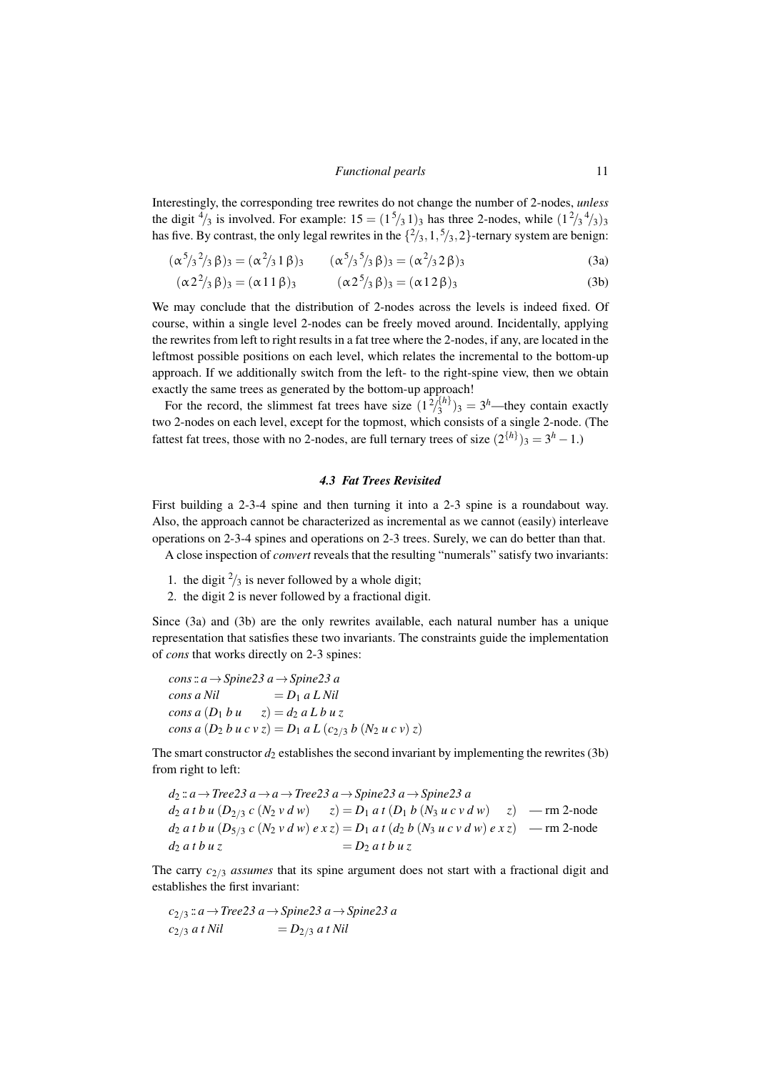Interestingly, the corresponding tree rewrites do not change the number of 2-nodes, *unless* the digit $^4\!/_3$ is involved. For example: $15 = (1\,^5\!/_3\,1)_3$ has three 2-nodes, while $(1\,^2\!/_3\,^4\!/_3)_3$ has five. By contrast, the only legal rewrites in the $\{^2\!/_3, 1, ^5\!/_3, 2\}$-ternary system are benign:

$$(\alpha\,^5\!/_3\,^2\!/_3\,\beta)_3 = (\alpha\,^2\!/_3\,1\,\beta)_3 \qquad (\alpha\,^5\!/_3\,^5\!/_3\,\beta)_3 = (\alpha\,^2\!/_3\,2\,\beta)_3 \tag{3a}$$

$$(\alpha\,2\,^2\!/_3\,\beta)_3 = (\alpha\,1\,1\,\beta)_3 \qquad (\alpha\,2\,^5\!/_3\,\beta)_3 = (\alpha\,1\,2\,\beta)_3 \tag{3b}$$

We may conclude that the distribution of 2-nodes across the levels is indeed fixed. Of course, within a single level 2-nodes can be freely moved around. Incidentally, applying the rewrites from left to right results in a fat tree where the 2-nodes, if any, are located in the leftmost possible positions on each level, which relates the incremental to the bottom-up approach. If we additionally switch from the left- to the right-spine view, then we obtain exactly the same trees as generated by the bottom-up approach!

For the record, the slimmest fat trees have size $(1\,^2\!/_3^{\{h\}})_3 = 3^h$—they contain exactly two 2-nodes on each level, except for the topmost, which consists of a single 2-node. (The fattest fat trees, those with no 2-nodes, are full ternary trees of size $(2^{\{h\}})_3 = 3^h - 1$.)

### 4.3 Fat Trees Revisited

First building a 2-3-4 spine and then turning it into a 2-3 spine is a roundabout way. Also, the approach cannot be characterized as incremental as we cannot (easily) interleave operations on 2-3-4 spines and operations on 2-3 trees. Surely, we can do better than that.

A close inspection of *convert* reveals that the resulting "numerals" satisfy two invariants:

1. the digit $^2\!/_3$ is never followed by a whole digit;
2. the digit 2 is never followed by a fractional digit.

Since (3a) and (3b) are the only rewrites available, each natural number has a unique representation that satisfies these two invariants. The constraints guide the implementation of *cons* that works directly on 2-3 spines:

```
cons :: a → Spine23 a → Spine23 a
cons a Nil            = D1 a L Nil
cons a (D1 b u     z) = d2 a L b u z
cons a (D2 b u c v z) = D1 a L (c2/3 b (N2 u c v) z)
```

The smart constructor $d_2$ establishes the second invariant by implementing the rewrites (3b) from right to left:

```
d2 :: a → Tree23 a → a → Tree23 a → Spine23 a → Spine23 a
d2 a t b u (D2/3 c (N2 v d w)     z) = D1 a t (D1 b (N3 u c v d w)     z)   — rm 2-node
d2 a t b u (D5/3 c (N2 v d w) e x z) = D1 a t (d2 b (N3 u c v d w) e x z)   — rm 2-node
d2 a t b u z                         = D2 a t b u z
```

The carry $c_{2/3}$ *assumes* that its spine argument does not start with a fractional digit and establishes the first invariant:

```
c2/3 :: a → Tree23 a → Spine23 a → Spine23 a
c2/3 a t Nil          = D2/3 a t Nil
```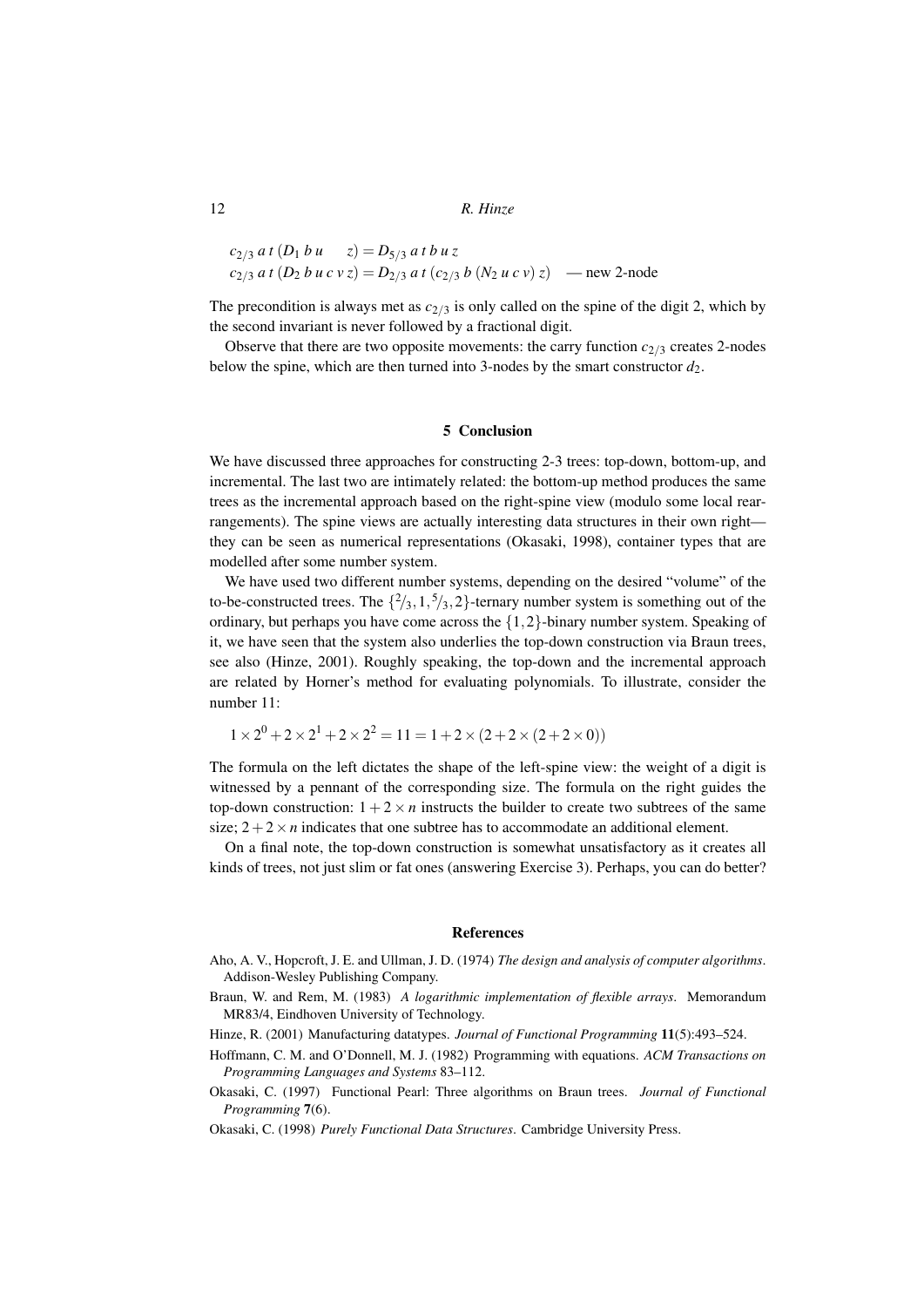$$c_{2/3}\ a\ t\ (D_1\ b\ u \quad\ z) = D_{5/3}\ a\ t\ b\ u\ z$$
$$c_{2/3}\ a\ t\ (D_2\ b\ u\ c\ v\ z) = D_{2/3}\ a\ t\ (c_{2/3}\ b\ (N_2\ u\ c\ v)\ z) \quad \text{— new 2-node}$$

The precondition is always met as $c_{2/3}$ is only called on the spine of the digit 2, which by the second invariant is never followed by a fractional digit.

Observe that there are two opposite movements: the carry function $c_{2/3}$ creates 2-nodes below the spine, which are then turned into 3-nodes by the smart constructor $d_2$.

## 5 Conclusion

We have discussed three approaches for constructing 2-3 trees: top-down, bottom-up, and incremental. The last two are intimately related: the bottom-up method produces the same trees as the incremental approach based on the right-spine view (modulo some local rearrangements). The spine views are actually interesting data structures in their own right—they can be seen as numerical representations (Okasaki, 1998), container types that are modelled after some number system.

We have used two different number systems, depending on the desired "volume" of the to-be-constructed trees. The $\{2/3, 1, 5/3, 2\}$-ternary number system is something out of the ordinary, but perhaps you have come across the $\{1, 2\}$-binary number system. Speaking of it, we have seen that the system also underlies the top-down construction via Braun trees, see also (Hinze, 2001). Roughly speaking, the top-down and the incremental approach are related by Horner's method for evaluating polynomials. To illustrate, consider the number 11:

$$1 \times 2^0 + 2 \times 2^1 + 2 \times 2^2 = 11 = 1 + 2 \times (2 + 2 \times (2 + 2 \times 0))$$

The formula on the left dictates the shape of the left-spine view: the weight of a digit is witnessed by a pennant of the corresponding size. The formula on the right guides the top-down construction: $1 + 2 \times n$ instructs the builder to create two subtrees of the same size; $2 + 2 \times n$ indicates that one subtree has to accommodate an additional element.

On a final note, the top-down construction is somewhat unsatisfactory as it creates all kinds of trees, not just slim or fat ones (answering Exercise 3). Perhaps, you can do better?

## References

Aho, A. V., Hopcroft, J. E. and Ullman, J. D. (1974) *The design and analysis of computer algorithms*. Addison-Wesley Publishing Company.

Braun, W. and Rem, M. (1983) *A logarithmic implementation of flexible arrays*. Memorandum MR83/4, Eindhoven University of Technology.

Hinze, R. (2001) Manufacturing datatypes. *Journal of Functional Programming* **11**(5):493–524.

Hoffmann, C. M. and O'Donnell, M. J. (1982) Programming with equations. *ACM Transactions on Programming Languages and Systems* 83–112.

Okasaki, C. (1997) Functional Pearl: Three algorithms on Braun trees. *Journal of Functional Programming* **7**(6).

Okasaki, C. (1998) *Purely Functional Data Structures*. Cambridge University Press.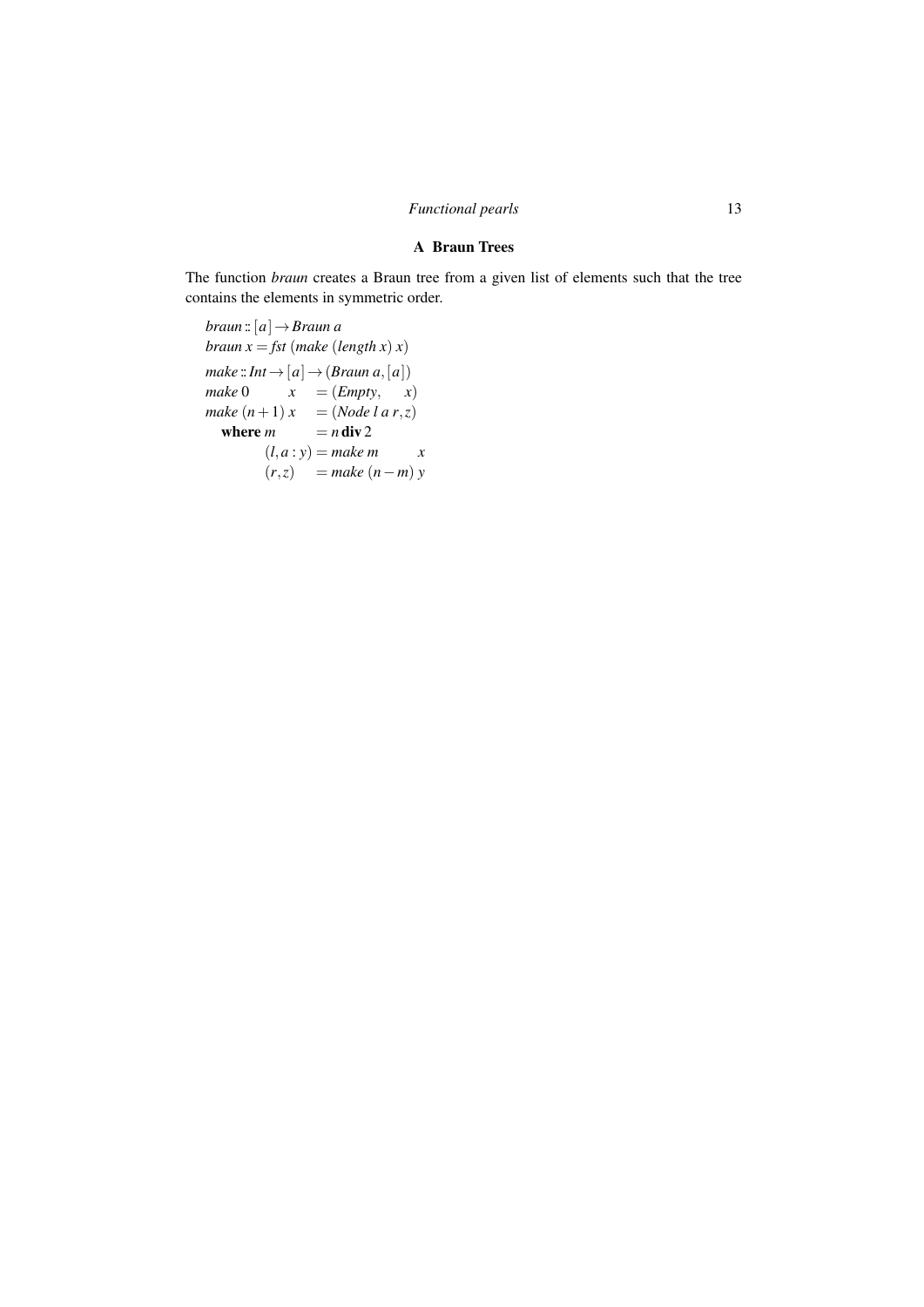## A Braun Trees

The function *braun* creates a Braun tree from a given list of elements such that the tree contains the elements in symmetric order.

```
braun :: [a] → Braun a
braun x = fst (make (length x) x)

make :: Int → [a] → (Braun a, [a])
make 0       x   = (Empty,     x)
make (n+1) x     = (Node l a r, z)
  where m        = n div 2
        (l, a : y) = make m       x
        (r, z)     = make (n − m) y
```